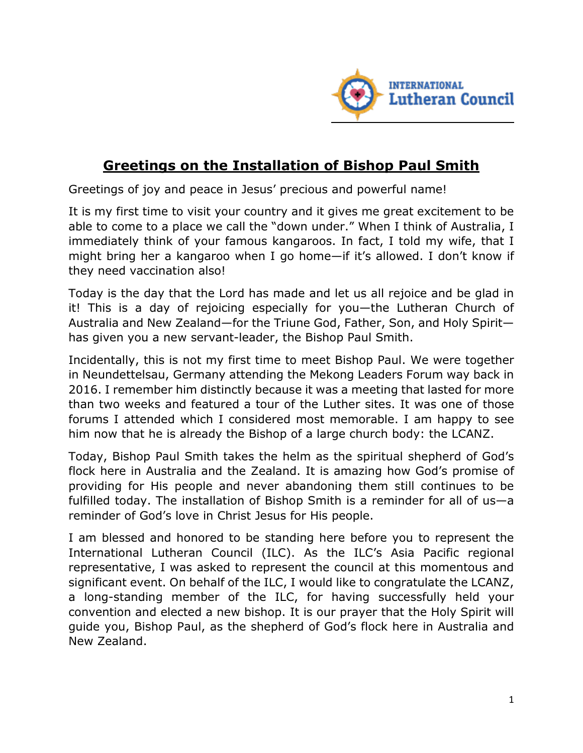INTERNATIONAL Lutheran Council

# Greetings on the Installation of Bishop Paul Smith

Greetings of joy and peace in Jesus' precious and powerful name!

It is my first time to visit your country and it gives me great excitement to be able to come to a place we call the "down under." When I think of Australia, I immediately think of your famous kangaroos. In fact, I told my wife, that I might bring her a kangaroo when I go home—if it's allowed. I don't know if they need vaccination also!

Today is the day that the Lord has made and let us all rejoice and be glad in it! This is a day of rejoicing especially for you—the Lutheran Church of Australia and New Zealand—for the Triune God, Father, Son, and Holy Spirit—has given you a new servant-leader, the Bishop Paul Smith.

Incidentally, this is not my first time to meet Bishop Paul. We were together in Neundettelsau, Germany attending the Mekong Leaders Forum way back in 2016. I remember him distinctly because it was a meeting that lasted for more than two weeks and featured a tour of the Luther sites. It was one of those forums I attended which I considered most memorable. I am happy to see him now that he is already the Bishop of a large church body: the LCANZ.

Today, Bishop Paul Smith takes the helm as the spiritual shepherd of God's flock here in Australia and the Zealand. It is amazing how God's promise of providing for His people and never abandoning them still continues to be fulfilled today. The installation of Bishop Smith is a reminder for all of us—a reminder of God's love in Christ Jesus for His people.

I am blessed and honored to be standing here before you to represent the International Lutheran Council (ILC). As the ILC's Asia Pacific regional representative, I was asked to represent the council at this momentous and significant event. On behalf of the ILC, I would like to congratulate the LCANZ, a long-standing member of the ILC, for having successfully held your convention and elected a new bishop. It is our prayer that the Holy Spirit will guide you, Bishop Paul, as the shepherd of God's flock here in Australia and New Zealand.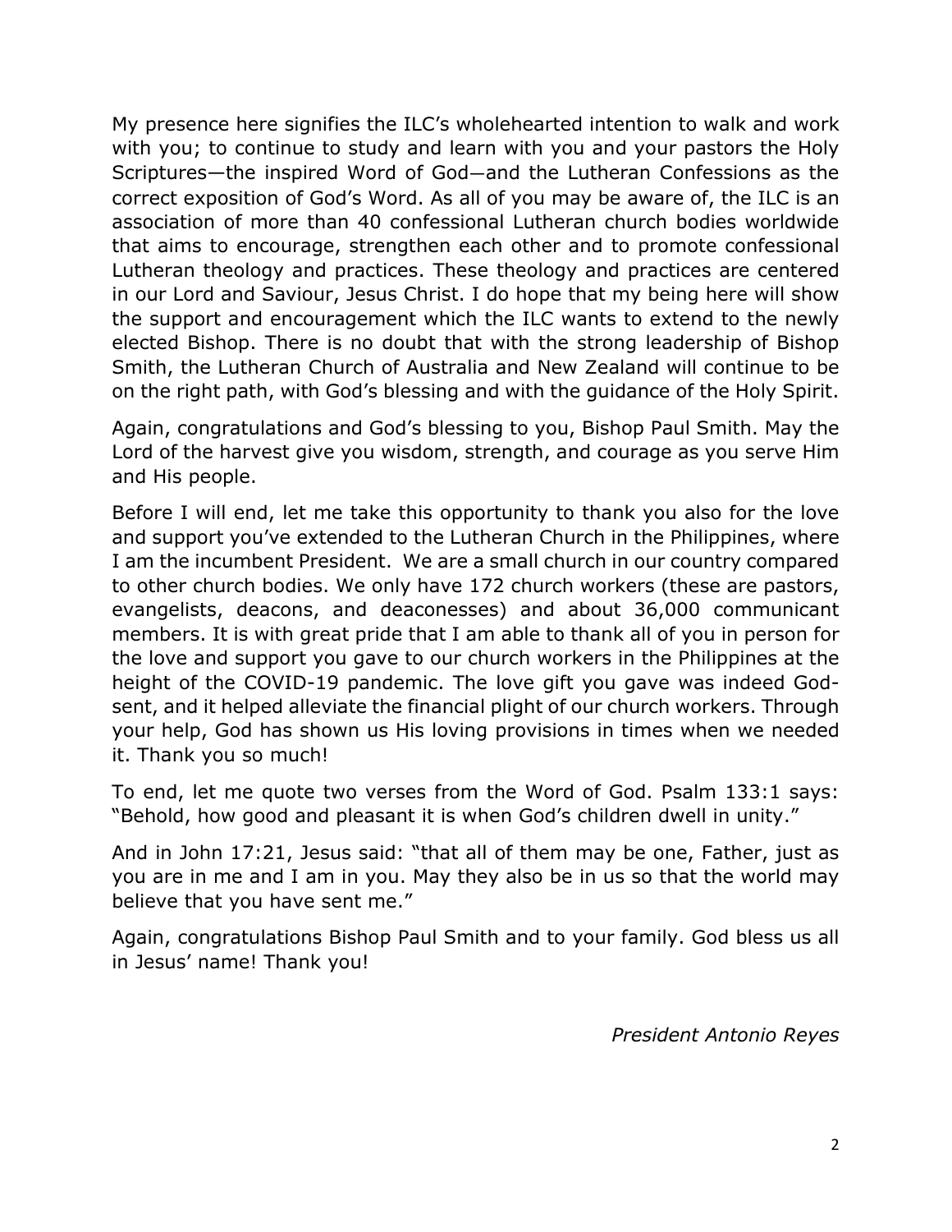My presence here signifies the ILC's wholehearted intention to walk and work with you; to continue to study and learn with you and your pastors the Holy Scriptures—the inspired Word of God—and the Lutheran Confessions as the correct exposition of God's Word. As all of you may be aware of, the ILC is an association of more than 40 confessional Lutheran church bodies worldwide that aims to encourage, strengthen each other and to promote confessional Lutheran theology and practices. These theology and practices are centered in our Lord and Saviour, Jesus Christ. I do hope that my being here will show the support and encouragement which the ILC wants to extend to the newly elected Bishop. There is no doubt that with the strong leadership of Bishop Smith, the Lutheran Church of Australia and New Zealand will continue to be on the right path, with God's blessing and with the guidance of the Holy Spirit.

Again, congratulations and God's blessing to you, Bishop Paul Smith. May the Lord of the harvest give you wisdom, strength, and courage as you serve Him and His people.

Before I will end, let me take this opportunity to thank you also for the love and support you've extended to the Lutheran Church in the Philippines, where I am the incumbent President. We are a small church in our country compared to other church bodies. We only have 172 church workers (these are pastors, evangelists, deacons, and deaconesses) and about 36,000 communicant members. It is with great pride that I am able to thank all of you in person for the love and support you gave to our church workers in the Philippines at the height of the COVID-19 pandemic. The love gift you gave was indeed God-sent, and it helped alleviate the financial plight of our church workers. Through your help, God has shown us His loving provisions in times when we needed it. Thank you so much!

To end, let me quote two verses from the Word of God. Psalm 133:1 says: "Behold, how good and pleasant it is when God's children dwell in unity."

And in John 17:21, Jesus said: "that all of them may be one, Father, just as you are in me and I am in you. May they also be in us so that the world may believe that you have sent me."

Again, congratulations Bishop Paul Smith and to your family. God bless us all in Jesus' name! Thank you!

*President Antonio Reyes*